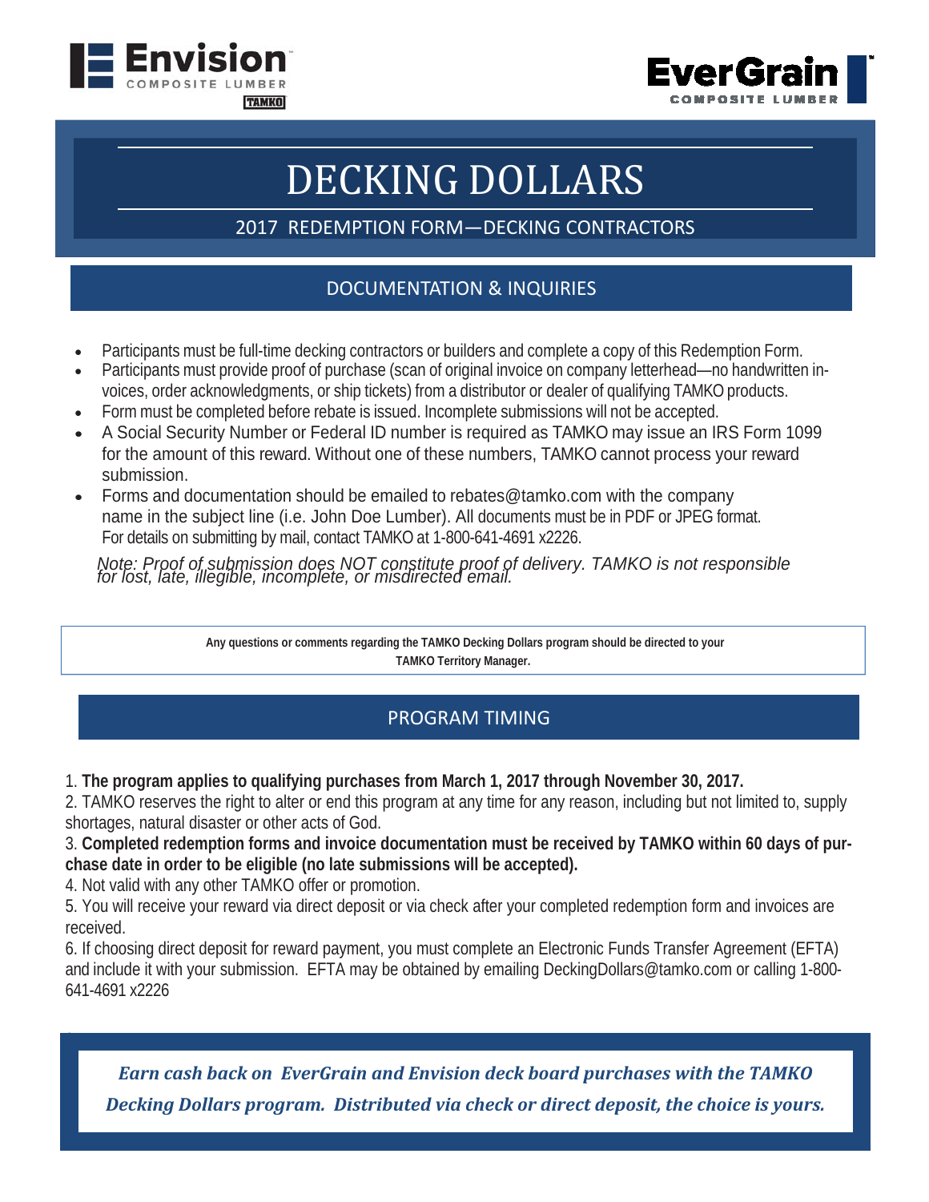Envision COMPOSITE LUMBER TAMKO

EverGrain COMPOSITE LUMBER

# DECKING DOLLARS

## 2017 REDEMPTION FORM—DECKING CONTRACTORS

## DOCUMENTATION & INQUIRIES

- Participants must be full-time decking contractors or builders and complete a copy of this Redemption Form.
- Participants must provide proof of purchase (scan of original invoice on company letterhead—no handwritten invoices, order acknowledgments, or ship tickets) from a distributor or dealer of qualifying TAMKO products.
- Form must be completed before rebate is issued. Incomplete submissions will not be accepted.
- A Social Security Number or Federal ID number is required as TAMKO may issue an IRS Form 1099 for the amount of this reward. Without one of these numbers, TAMKO cannot process your reward submission.
- Forms and documentation should be emailed to rebates@tamko.com with the company name in the subject line (i.e. John Doe Lumber). All documents must be in PDF or JPEG format. For details on submitting by mail, contact TAMKO at 1-800-641-4691 x2226.

*Note: Proof of submission does NOT constitute proof of delivery. TAMKO is not responsible for lost, late, illegible, incomplete, or misdirected email.*

**Any questions or comments regarding the TAMKO Decking Dollars program should be directed to your TAMKO Territory Manager.**

## PROGRAM TIMING

1. **The program applies to qualifying purchases from March 1, 2017 through November 30, 2017.**
2. TAMKO reserves the right to alter or end this program at any time for any reason, including but not limited to, supply shortages, natural disaster or other acts of God.
3. **Completed redemption forms and invoice documentation must be received by TAMKO within 60 days of purchase date in order to be eligible (no late submissions will be accepted).**
4. Not valid with any other TAMKO offer or promotion.
5. You will receive your reward via direct deposit or via check after your completed redemption form and invoices are received.
6. If choosing direct deposit for reward payment, you must complete an Electronic Funds Transfer Agreement (EFTA) and include it with your submission. EFTA may be obtained by emailing DeckingDollars@tamko.com or calling 1-800-641-4691 x2226

***Earn cash back on EverGrain and Envision deck board purchases with the TAMKO Decking Dollars program. Distributed via check or direct deposit, the choice is yours.***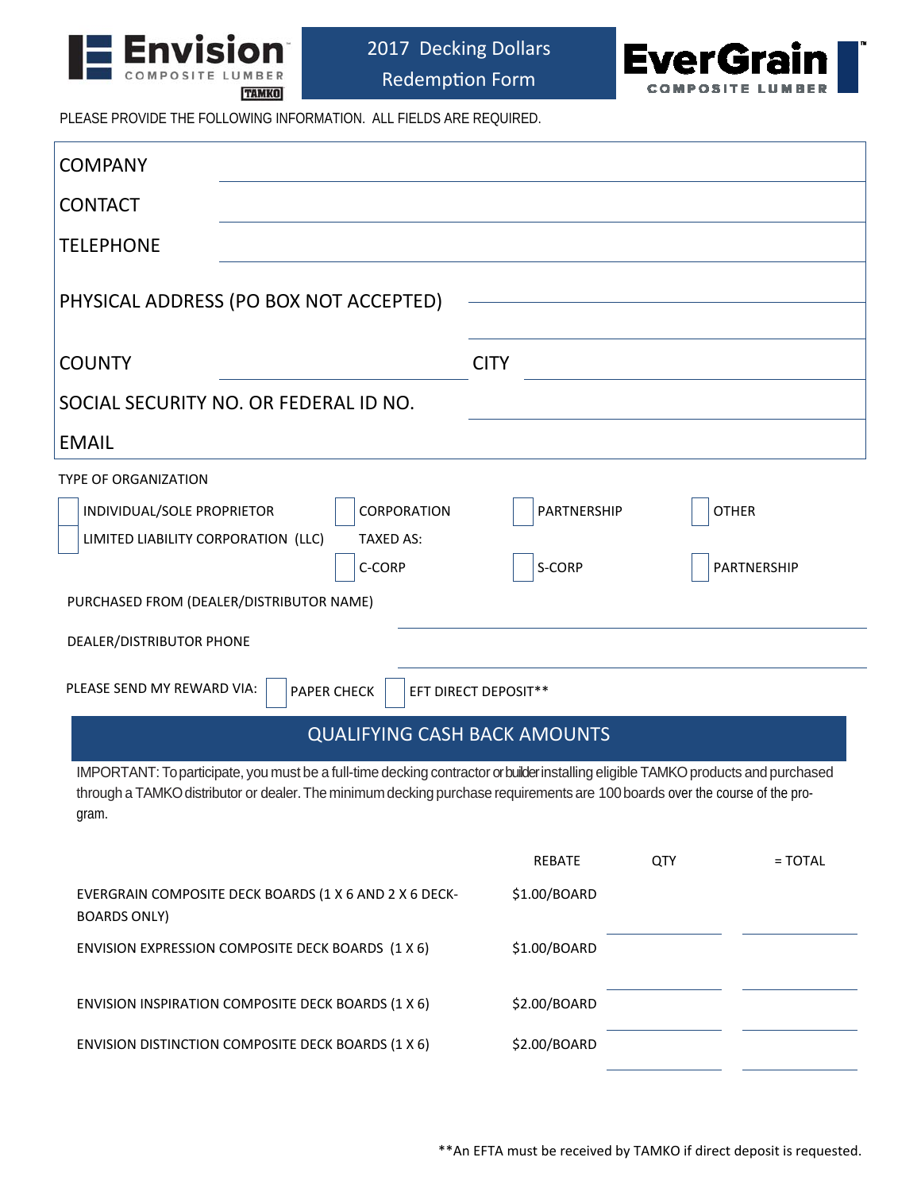Envision COMPOSITE LUMBER TAMKO

# 2017 Decking Dollars Redemption Form

EverGrain COMPOSITE LUMBER

PLEASE PROVIDE THE FOLLOWING INFORMATION. ALL FIELDS ARE REQUIRED.

COMPANY

CONTACT

TELEPHONE

PHYSICAL ADDRESS (PO BOX NOT ACCEPTED)

COUNTY

CITY

SOCIAL SECURITY NO. OR FEDERAL ID NO.

EMAIL

TYPE OF ORGANIZATION

☐ INDIVIDUAL/SOLE PROPRIETOR ☐ CORPORATION ☐ PARTNERSHIP ☐ OTHER

☐ LIMITED LIABILITY CORPORATION (LLC) TAXED AS:

☐ C-CORP ☐ S-CORP ☐ PARTNERSHIP

PURCHASED FROM (DEALER/DISTRIBUTOR NAME)

DEALER/DISTRIBUTOR PHONE

PLEASE SEND MY REWARD VIA: ☐ PAPER CHECK ☐ EFT DIRECT DEPOSIT**

## QUALIFYING CASH BACK AMOUNTS

IMPORTANT: To participate, you must be a full-time decking contractor or builder installing eligible TAMKO products and purchased through a TAMKO distributor or dealer. The minimum decking purchase requirements are 100 boards over the course of the program.

| | REBATE | QTY | = TOTAL |
|---|---|---|---|
| EVERGRAIN COMPOSITE DECK BOARDS (1 X 6 AND 2 X 6 DECKBOARDS ONLY) | $1.00/BOARD | | |
| ENVISION EXPRESSION COMPOSITE DECK BOARDS (1 X 6) | $1.00/BOARD | | |
| ENVISION INSPIRATION COMPOSITE DECK BOARDS (1 X 6) | $2.00/BOARD | | |
| ENVISION DISTINCTION COMPOSITE DECK BOARDS (1 X 6) | $2.00/BOARD | | |

**An EFTA must be received by TAMKO if direct deposit is requested.